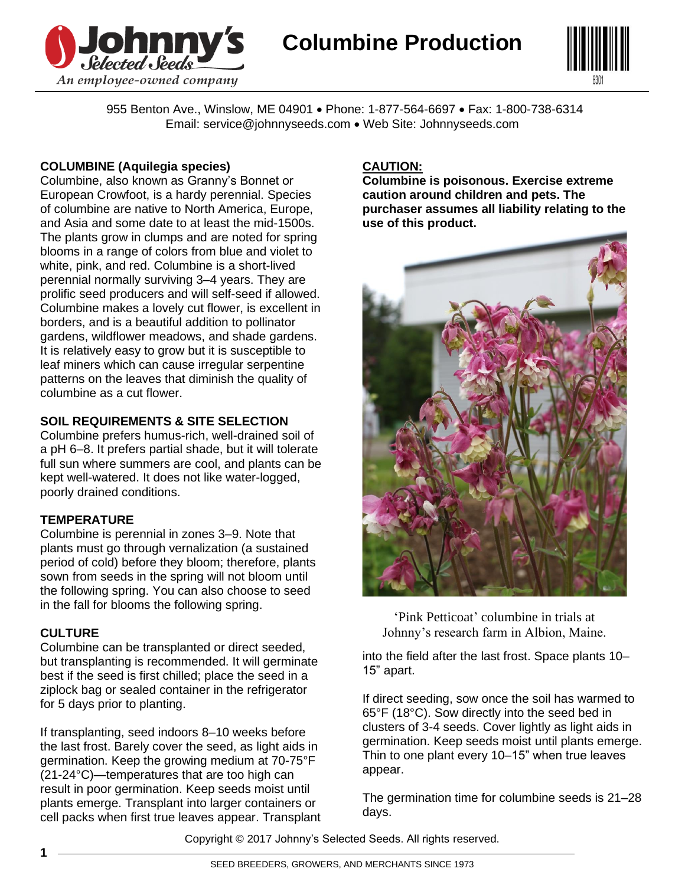# Columbine Production

955 Benton Ave., Winslow, ME 04901 • Phone: 1-877-564-6697 • Fax: 1-800-738-6314
Email: service@johnnyseeds.com • Web Site: Johnnyseeds.com

## COLUMBINE (Aquilegia species)

Columbine, also known as Granny's Bonnet or European Crowfoot, is a hardy perennial. Species of columbine are native to North America, Europe, and Asia and some date to at least the mid-1500s. The plants grow in clumps and are noted for spring blooms in a range of colors from blue and violet to white, pink, and red. Columbine is a short-lived perennial normally surviving 3–4 years. They are prolific seed producers and will self-seed if allowed. Columbine makes a lovely cut flower, is excellent in borders, and is a beautiful addition to pollinator gardens, wildflower meadows, and shade gardens. It is relatively easy to grow but it is susceptible to leaf miners which can cause irregular serpentine patterns on the leaves that diminish the quality of columbine as a cut flower.

## SOIL REQUIREMENTS & SITE SELECTION

Columbine prefers humus-rich, well-drained soil of a pH 6–8. It prefers partial shade, but it will tolerate full sun where summers are cool, and plants can be kept well-watered. It does not like water-logged, poorly drained conditions.

## TEMPERATURE

Columbine is perennial in zones 3–9. Note that plants must go through vernalization (a sustained period of cold) before they bloom; therefore, plants sown from seeds in the spring will not bloom until the following spring. You can also choose to seed in the fall for blooms the following spring.

## CULTURE

Columbine can be transplanted or direct seeded, but transplanting is recommended. It will germinate best if the seed is first chilled; place the seed in a ziplock bag or sealed container in the refrigerator for 5 days prior to planting.

If transplanting, seed indoors 8–10 weeks before the last frost. Barely cover the seed, as light aids in germination. Keep the growing medium at 70-75°F (21-24°C)—temperatures that are too high can result in poor germination. Keep seeds moist until plants emerge. Transplant into larger containers or cell packs when first true leaves appear. Transplant into the field after the last frost. Space plants 10–15" apart.

If direct seeding, sow once the soil has warmed to 65°F (18°C). Sow directly into the seed bed in clusters of 3-4 seeds. Cover lightly as light aids in germination. Keep seeds moist until plants emerge. Thin to one plant every 10–15" when true leaves appear.

The germination time for columbine seeds is 21–28 days.

## CAUTION:

**Columbine is poisonous. Exercise extreme caution around children and pets. The purchaser assumes all liability relating to the use of this product.**

'Pink Petticoat' columbine in trials at Johnny's research farm in Albion, Maine.

Copyright © 2017 Johnny's Selected Seeds. All rights reserved.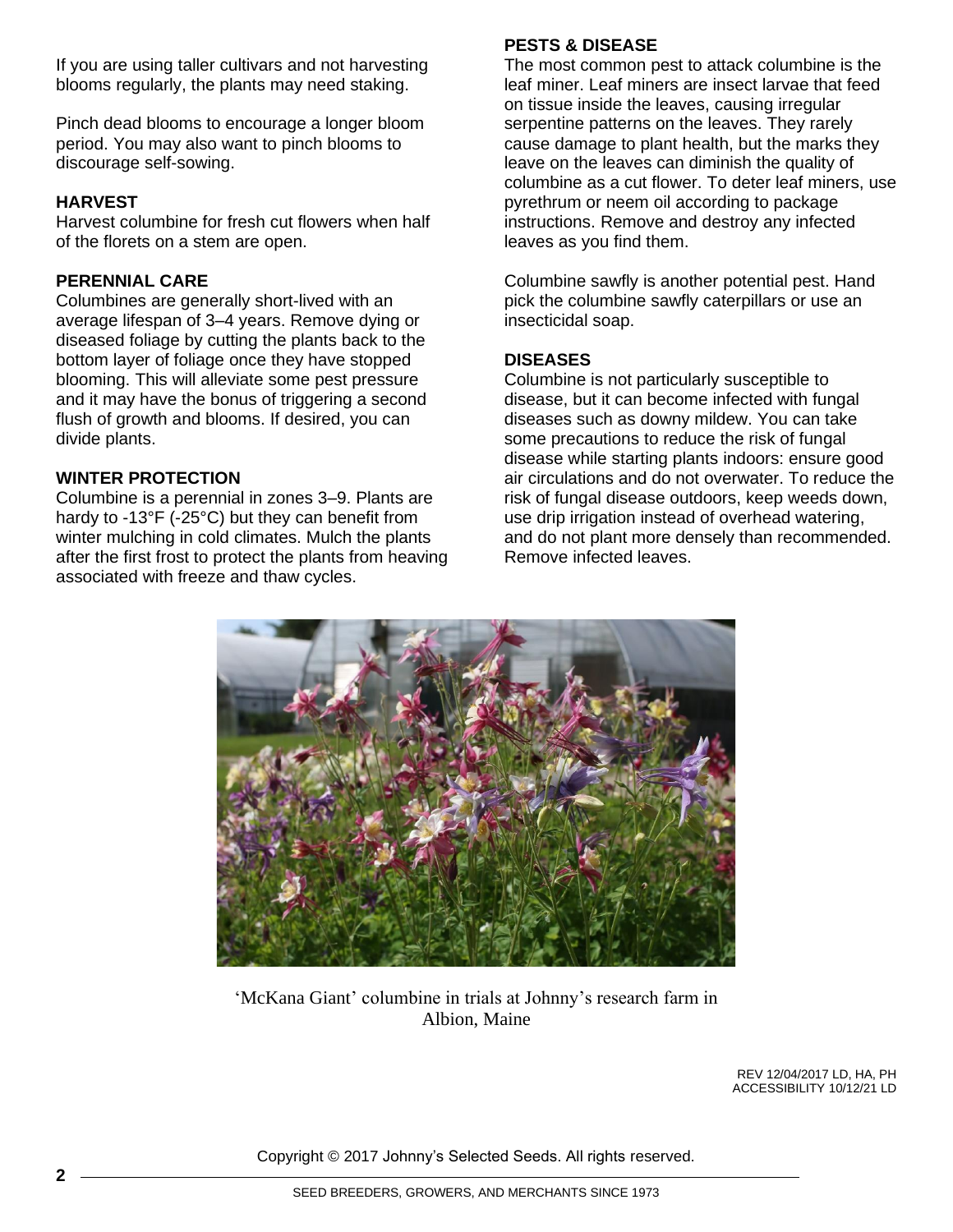If you are using taller cultivars and not harvesting blooms regularly, the plants may need staking.

Pinch dead blooms to encourage a longer bloom period. You may also want to pinch blooms to discourage self-sowing.

**HARVEST**

Harvest columbine for fresh cut flowers when half of the florets on a stem are open.

**PERENNIAL CARE**

Columbines are generally short-lived with an average lifespan of 3–4 years. Remove dying or diseased foliage by cutting the plants back to the bottom layer of foliage once they have stopped blooming. This will alleviate some pest pressure and it may have the bonus of triggering a second flush of growth and blooms. If desired, you can divide plants.

**WINTER PROTECTION**

Columbine is a perennial in zones 3–9. Plants are hardy to -13°F (-25°C) but they can benefit from winter mulching in cold climates. Mulch the plants after the first frost to protect the plants from heaving associated with freeze and thaw cycles.

**PESTS & DISEASE**

The most common pest to attack columbine is the leaf miner. Leaf miners are insect larvae that feed on tissue inside the leaves, causing irregular serpentine patterns on the leaves. They rarely cause damage to plant health, but the marks they leave on the leaves can diminish the quality of columbine as a cut flower. To deter leaf miners, use pyrethrum or neem oil according to package instructions. Remove and destroy any infected leaves as you find them.

Columbine sawfly is another potential pest. Hand pick the columbine sawfly caterpillars or use an insecticidal soap.

**DISEASES**

Columbine is not particularly susceptible to disease, but it can become infected with fungal diseases such as downy mildew. You can take some precautions to reduce the risk of fungal disease while starting plants indoors: ensure good air circulations and do not overwater. To reduce the risk of fungal disease outdoors, keep weeds down, use drip irrigation instead of overhead watering, and do not plant more densely than recommended. Remove infected leaves.

'McKana Giant' columbine in trials at Johnny's research farm in Albion, Maine

REV 12/04/2017 LD, HA, PH
ACCESSIBILITY 10/12/21 LD

Copyright © 2017 Johnny's Selected Seeds. All rights reserved.